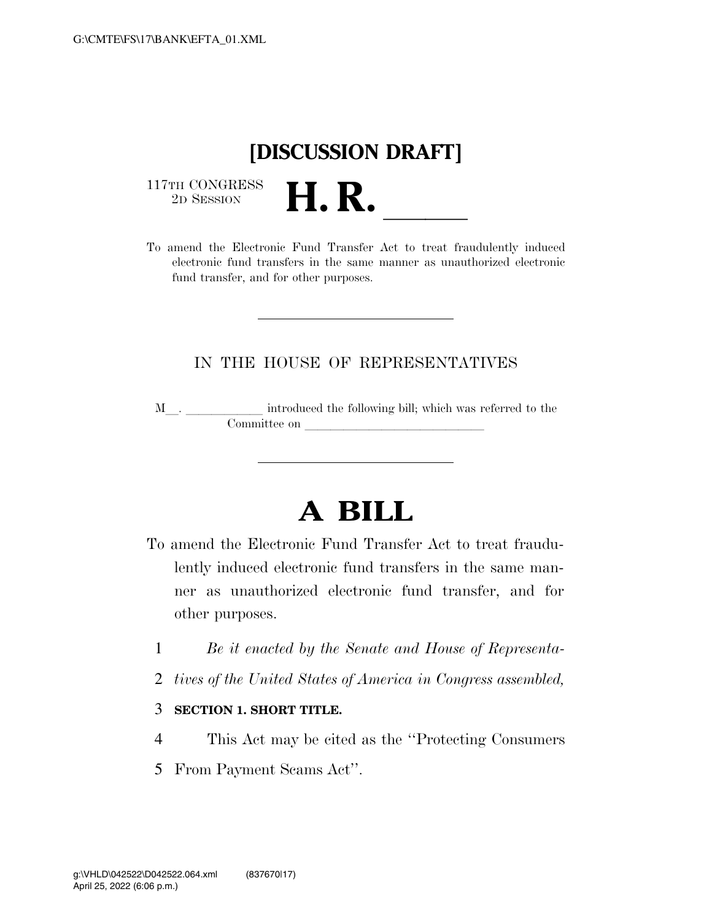# [DISCUSSION DRAFT]

117TH CONGRESS
2D SESSION

# H. R. ______

To amend the Electronic Fund Transfer Act to treat fraudulently induced electronic fund transfers in the same manner as unauthorized electronic fund transfer, and for other purposes.

---

IN THE HOUSE OF REPRESENTATIVES

M__. ____________ introduced the following bill; which was referred to the Committee on ____________________________

---

# A BILL

To amend the Electronic Fund Transfer Act to treat fraudulently induced electronic fund transfers in the same manner as unauthorized electronic fund transfer, and for other purposes.

1 *Be it enacted by the Senate and House of Representa-*
2 *tives of the United States of America in Congress assembled,*

3 **SECTION 1. SHORT TITLE.**

4 This Act may be cited as the ''Protecting Consumers
5 From Payment Scams Act''.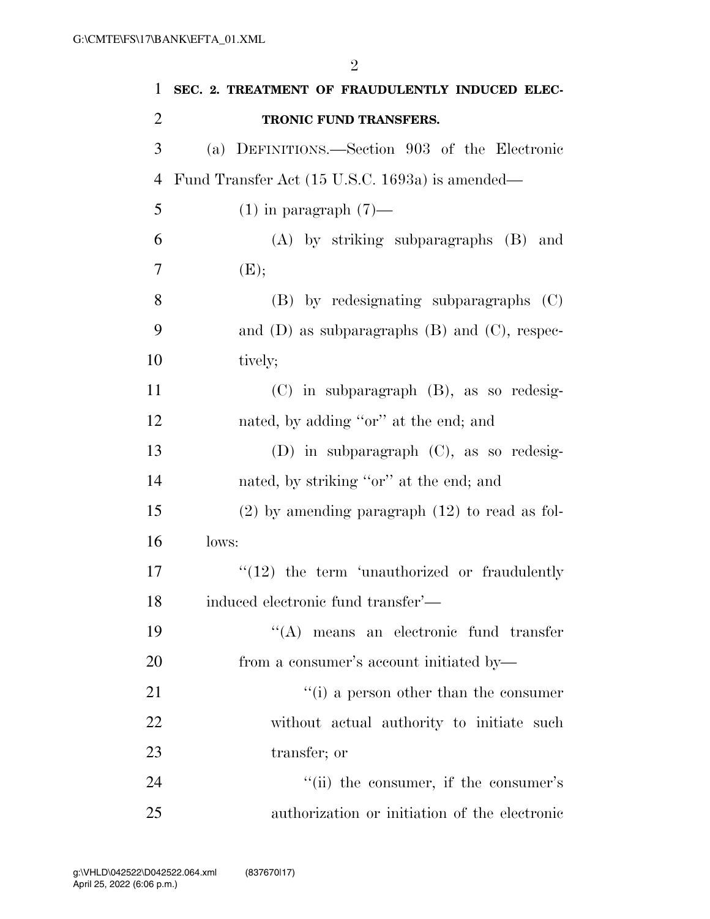**SEC. 2. TREATMENT OF FRAUDULENTLY INDUCED ELECTRONIC FUND TRANSFERS.**

(a) DEFINITIONS.—Section 903 of the Electronic Fund Transfer Act (15 U.S.C. 1693a) is amended—

(1) in paragraph (7)—

(A) by striking subparagraphs (B) and (E);

(B) by redesignating subparagraphs (C) and (D) as subparagraphs (B) and (C), respectively;

(C) in subparagraph (B), as so redesignated, by adding "or" at the end; and

(D) in subparagraph (C), as so redesignated, by striking "or" at the end; and

(2) by amending paragraph (12) to read as follows:

"(12) the term 'unauthorized or fraudulently induced electronic fund transfer'—

"(A) means an electronic fund transfer from a consumer's account initiated by—

"(i) a person other than the consumer without actual authority to initiate such transfer; or

"(ii) the consumer, if the consumer's authorization or initiation of the electronic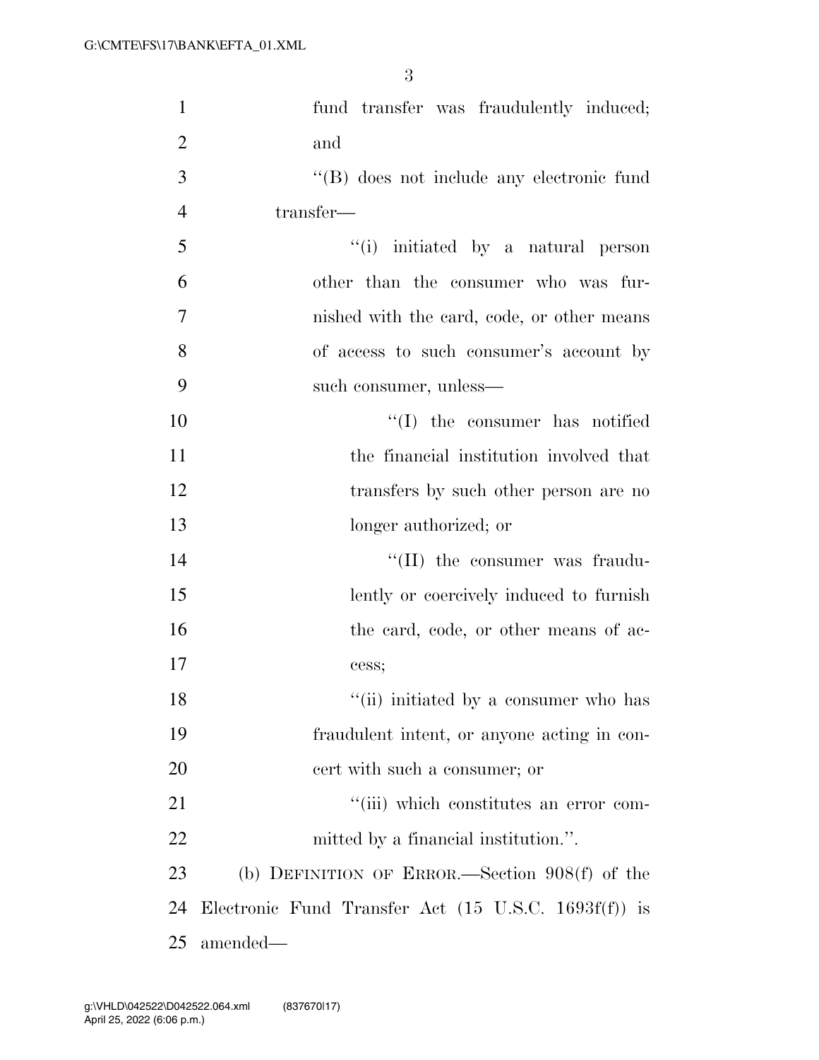fund transfer was fraudulently induced; and

''(B) does not include any electronic fund transfer—

''(i) initiated by a natural person other than the consumer who was furnished with the card, code, or other means of access to such consumer's account by such consumer, unless—

''(I) the consumer has notified the financial institution involved that transfers by such other person are no longer authorized; or

''(II) the consumer was fraudulently or coercively induced to furnish the card, code, or other means of access;

''(ii) initiated by a consumer who has fraudulent intent, or anyone acting in concert with such a consumer; or

''(iii) which constitutes an error committed by a financial institution.''.

(b) DEFINITION OF ERROR.—Section 908(f) of the Electronic Fund Transfer Act (15 U.S.C. 1693f(f)) is amended—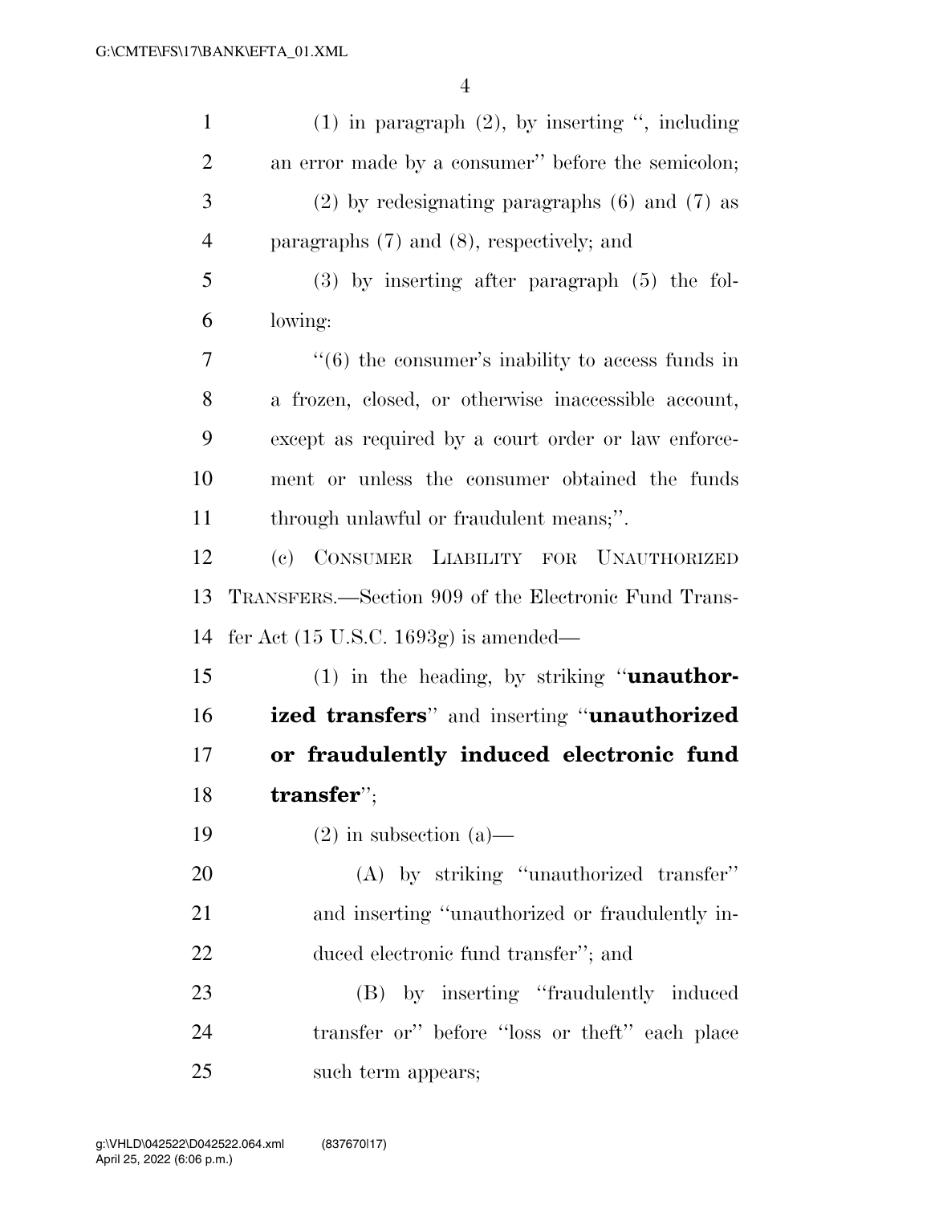(1) in paragraph (2), by inserting '', including an error made by a consumer'' before the semicolon;

(2) by redesignating paragraphs (6) and (7) as paragraphs (7) and (8), respectively; and

(3) by inserting after paragraph (5) the following:

''(6) the consumer's inability to access funds in a frozen, closed, or otherwise inaccessible account, except as required by a court order or law enforcement or unless the consumer obtained the funds through unlawful or fraudulent means;''.

(c) CONSUMER LIABILITY FOR UNAUTHORIZED TRANSFERS.—Section 909 of the Electronic Fund Transfer Act (15 U.S.C. 1693g) is amended—

(1) in the heading, by striking ''**unauthorized transfers**'' and inserting ''**unauthorized or fraudulently induced electronic fund transfer**'';

(2) in subsection (a)—

(A) by striking ''unauthorized transfer'' and inserting ''unauthorized or fraudulently induced electronic fund transfer''; and

(B) by inserting ''fraudulently induced transfer or'' before ''loss or theft'' each place such term appears;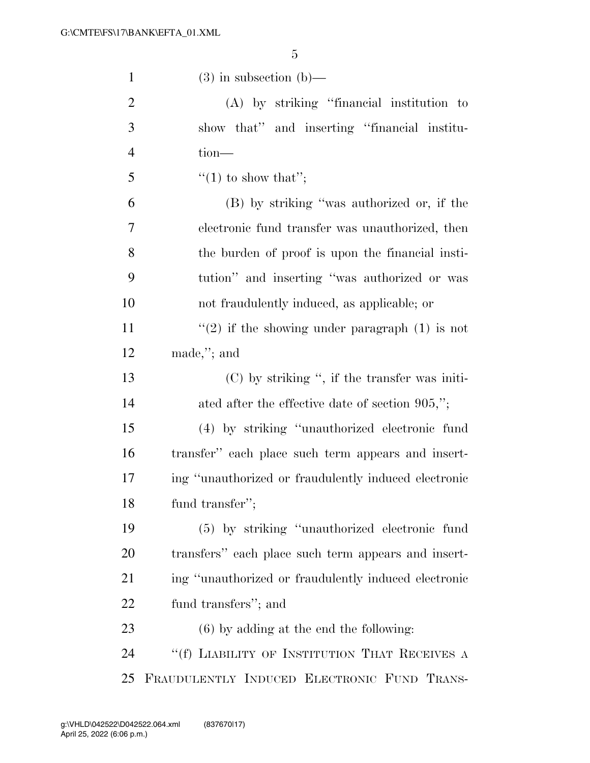(3) in subsection (b)—

(A) by striking "financial institution to show that" and inserting "financial institution—

"(1) to show that";

(B) by striking "was authorized or, if the electronic fund transfer was unauthorized, then the burden of proof is upon the financial institution" and inserting "was authorized or was not fraudulently induced, as applicable; or

"(2) if the showing under paragraph (1) is not made,"; and

(C) by striking ", if the transfer was initiated after the effective date of section 905,";

(4) by striking "unauthorized electronic fund transfer" each place such term appears and inserting "unauthorized or fraudulently induced electronic fund transfer";

(5) by striking "unauthorized electronic fund transfers" each place such term appears and inserting "unauthorized or fraudulently induced electronic fund transfers"; and

(6) by adding at the end the following:

"(f) LIABILITY OF INSTITUTION THAT RECEIVES A FRAUDULENTLY INDUCED ELECTRONIC FUND TRANS-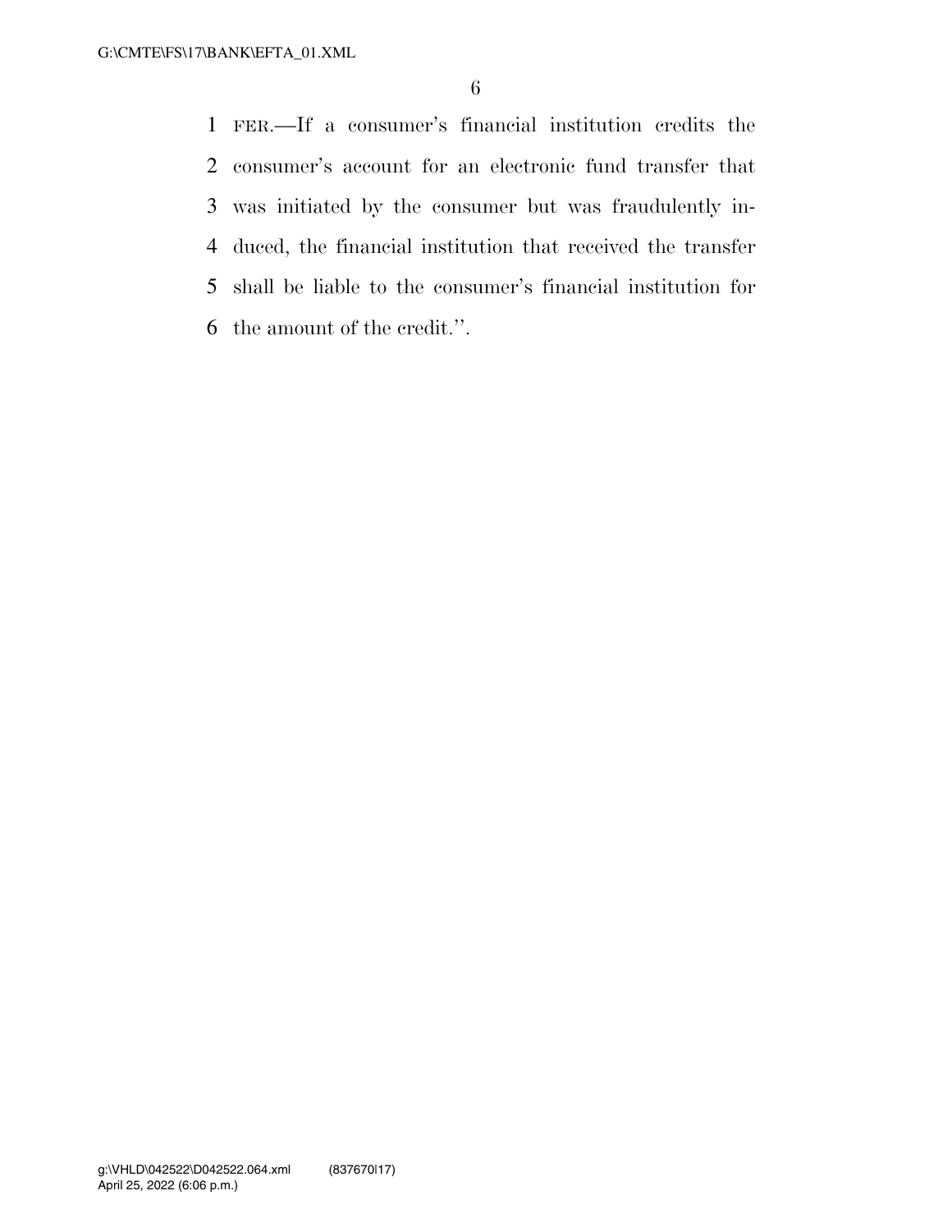FER.—If a consumer's financial institution credits the consumer's account for an electronic fund transfer that was initiated by the consumer but was fraudulently induced, the financial institution that received the transfer shall be liable to the consumer's financial institution for the amount of the credit.''.